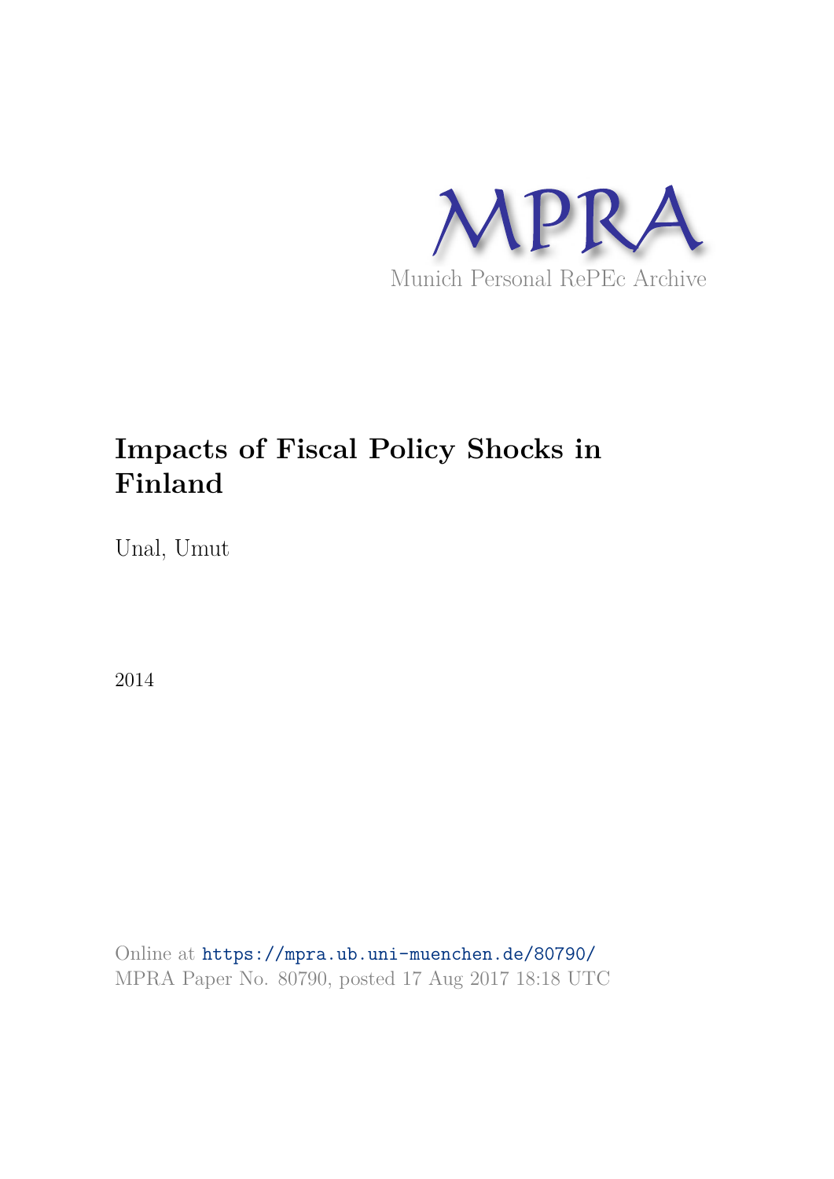MPRA

Munich Personal RePEc Archive

# Impacts of Fiscal Policy Shocks in Finland

Unal, Umut

2014

Online at https://mpra.ub.uni-muenchen.de/80790/
MPRA Paper No. 80790, posted 17 Aug 2017 18:18 UTC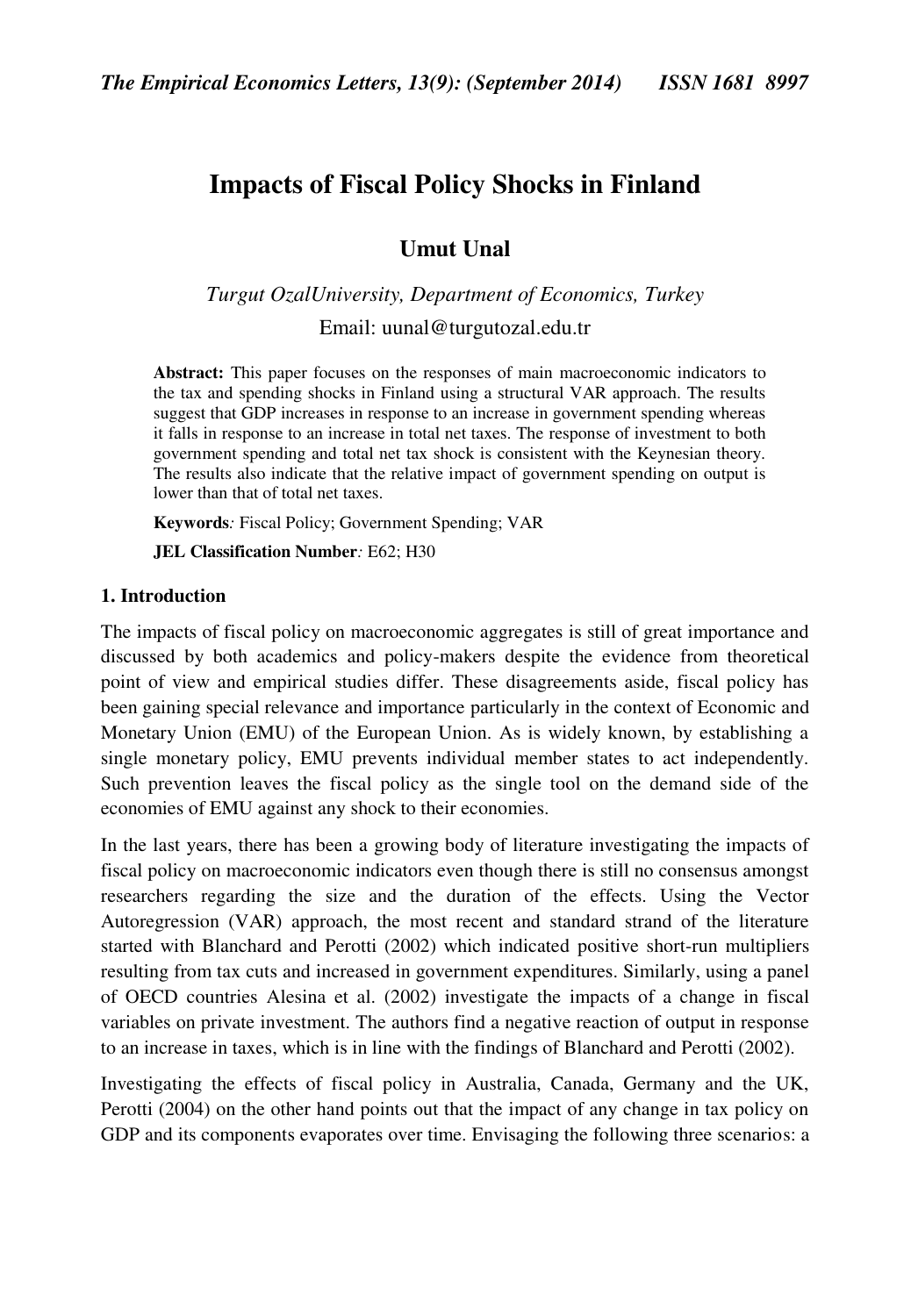# Impacts of Fiscal Policy Shocks in Finland

## Umut Unal

*Turgut OzalUniversity, Department of Economics, Turkey*

Email: uunal@turgutozal.edu.tr

**Abstract:** This paper focuses on the responses of main macroeconomic indicators to the tax and spending shocks in Finland using a structural VAR approach. The results suggest that GDP increases in response to an increase in government spending whereas it falls in response to an increase in total net taxes. The response of investment to both government spending and total net tax shock is consistent with the Keynesian theory. The results also indicate that the relative impact of government spending on output is lower than that of total net taxes.

**Keywords***:* Fiscal Policy; Government Spending; VAR

**JEL Classification Number***:* E62; H30

### 1. Introduction

The impacts of fiscal policy on macroeconomic aggregates is still of great importance and discussed by both academics and policy-makers despite the evidence from theoretical point of view and empirical studies differ. These disagreements aside, fiscal policy has been gaining special relevance and importance particularly in the context of Economic and Monetary Union (EMU) of the European Union. As is widely known, by establishing a single monetary policy, EMU prevents individual member states to act independently. Such prevention leaves the fiscal policy as the single tool on the demand side of the economies of EMU against any shock to their economies.

In the last years, there has been a growing body of literature investigating the impacts of fiscal policy on macroeconomic indicators even though there is still no consensus amongst researchers regarding the size and the duration of the effects. Using the Vector Autoregression (VAR) approach, the most recent and standard strand of the literature started with Blanchard and Perotti (2002) which indicated positive short-run multipliers resulting from tax cuts and increased in government expenditures. Similarly, using a panel of OECD countries Alesina et al. (2002) investigate the impacts of a change in fiscal variables on private investment. The authors find a negative reaction of output in response to an increase in taxes, which is in line with the findings of Blanchard and Perotti (2002).

Investigating the effects of fiscal policy in Australia, Canada, Germany and the UK, Perotti (2004) on the other hand points out that the impact of any change in tax policy on GDP and its components evaporates over time. Envisaging the following three scenarios: a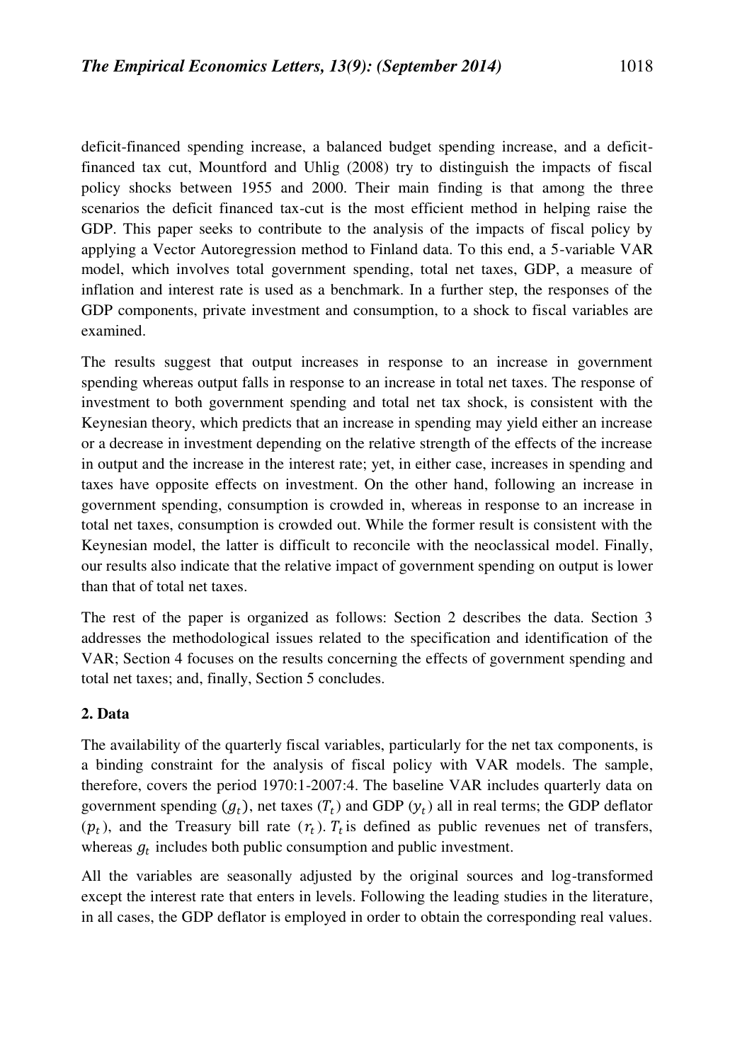deficit-financed spending increase, a balanced budget spending increase, and a deficit-financed tax cut, Mountford and Uhlig (2008) try to distinguish the impacts of fiscal policy shocks between 1955 and 2000. Their main finding is that among the three scenarios the deficit financed tax-cut is the most efficient method in helping raise the GDP. This paper seeks to contribute to the analysis of the impacts of fiscal policy by applying a Vector Autoregression method to Finland data. To this end, a 5-variable VAR model, which involves total government spending, total net taxes, GDP, a measure of inflation and interest rate is used as a benchmark. In a further step, the responses of the GDP components, private investment and consumption, to a shock to fiscal variables are examined.

The results suggest that output increases in response to an increase in government spending whereas output falls in response to an increase in total net taxes. The response of investment to both government spending and total net tax shock, is consistent with the Keynesian theory, which predicts that an increase in spending may yield either an increase or a decrease in investment depending on the relative strength of the effects of the increase in output and the increase in the interest rate; yet, in either case, increases in spending and taxes have opposite effects on investment. On the other hand, following an increase in government spending, consumption is crowded in, whereas in response to an increase in total net taxes, consumption is crowded out. While the former result is consistent with the Keynesian model, the latter is difficult to reconcile with the neoclassical model. Finally, our results also indicate that the relative impact of government spending on output is lower than that of total net taxes.

The rest of the paper is organized as follows: Section 2 describes the data. Section 3 addresses the methodological issues related to the specification and identification of the VAR; Section 4 focuses on the results concerning the effects of government spending and total net taxes; and, finally, Section 5 concludes.

## 2. Data

The availability of the quarterly fiscal variables, particularly for the net tax components, is a binding constraint for the analysis of fiscal policy with VAR models. The sample, therefore, covers the period 1970:1-2007:4. The baseline VAR includes quarterly data on government spending $(g_t)$, net taxes $(T_t)$ and GDP $(y_t)$ all in real terms; the GDP deflator $(p_t)$, and the Treasury bill rate $(r_t)$. $T_t$ is defined as public revenues net of transfers, whereas $g_t$ includes both public consumption and public investment.

All the variables are seasonally adjusted by the original sources and log-transformed except the interest rate that enters in levels. Following the leading studies in the literature, in all cases, the GDP deflator is employed in order to obtain the corresponding real values.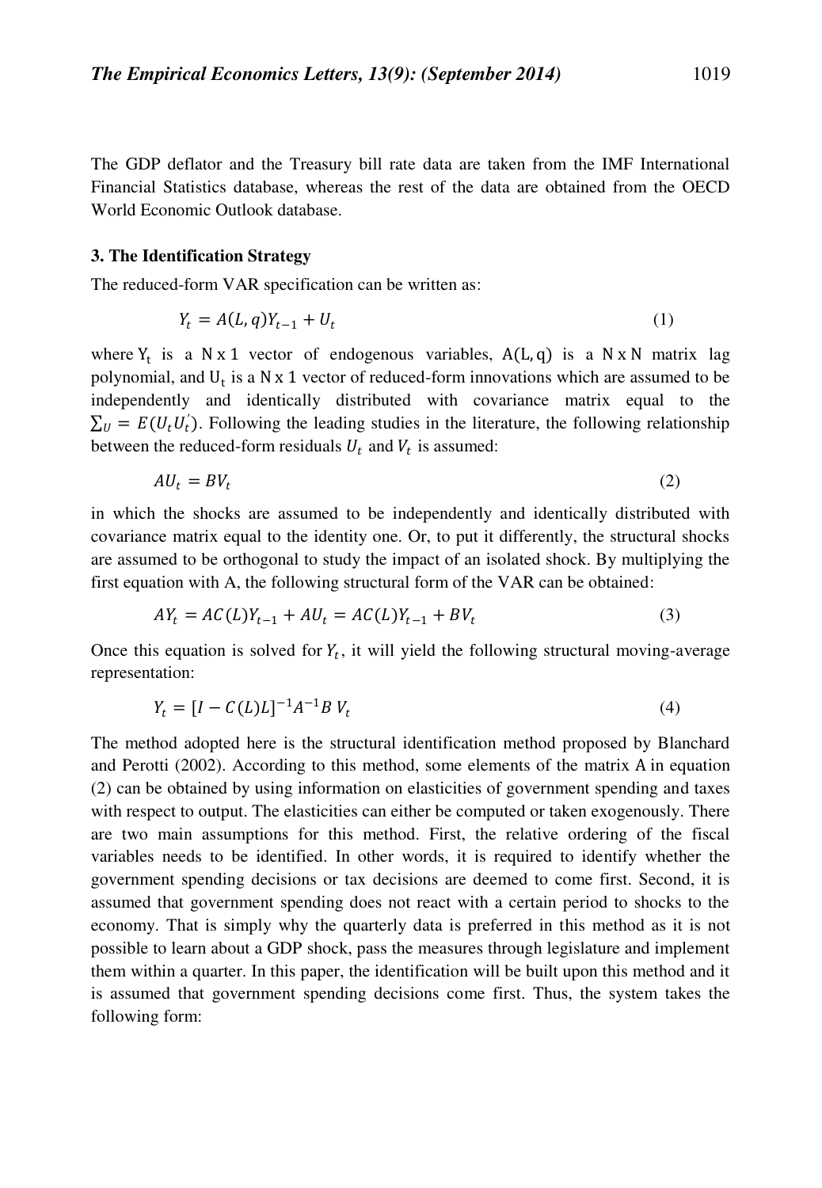The GDP deflator and the Treasury bill rate data are taken from the IMF International Financial Statistics database, whereas the rest of the data are obtained from the OECD World Economic Outlook database.

### 3. The Identification Strategy

The reduced-form VAR specification can be written as:

$$Y_t = A(L, q)Y_{t-1} + U_t \tag{1}$$

where $Y_t$ is a $N \times 1$ vector of endogenous variables, $A(L, q)$ is a $N \times N$ matrix lag polynomial, and $U_t$ is a $N \times 1$ vector of reduced-form innovations which are assumed to be independently and identically distributed with covariance matrix equal to the $\sum_U = E(U_t U_t^{'})$. Following the leading studies in the literature, the following relationship between the reduced-form residuals $U_t$ and $V_t$ is assumed:

$$AU_t = BV_t \tag{2}$$

in which the shocks are assumed to be independently and identically distributed with covariance matrix equal to the identity one. Or, to put it differently, the structural shocks are assumed to be orthogonal to study the impact of an isolated shock. By multiplying the first equation with A, the following structural form of the VAR can be obtained:

$$AY_t = AC(L)Y_{t-1} + AU_t = AC(L)Y_{t-1} + BV_t \tag{3}$$

Once this equation is solved for $Y_t$, it will yield the following structural moving-average representation:

$$Y_t = [I - C(L)L]^{-1}A^{-1}B\, V_t \tag{4}$$

The method adopted here is the structural identification method proposed by Blanchard and Perotti (2002). According to this method, some elements of the matrix A in equation (2) can be obtained by using information on elasticities of government spending and taxes with respect to output. The elasticities can either be computed or taken exogenously. There are two main assumptions for this method. First, the relative ordering of the fiscal variables needs to be identified. In other words, it is required to identify whether the government spending decisions or tax decisions are deemed to come first. Second, it is assumed that government spending does not react with a certain period to shocks to the economy. That is simply why the quarterly data is preferred in this method as it is not possible to learn about a GDP shock, pass the measures through legislature and implement them within a quarter. In this paper, the identification will be built upon this method and it is assumed that government spending decisions come first. Thus, the system takes the following form: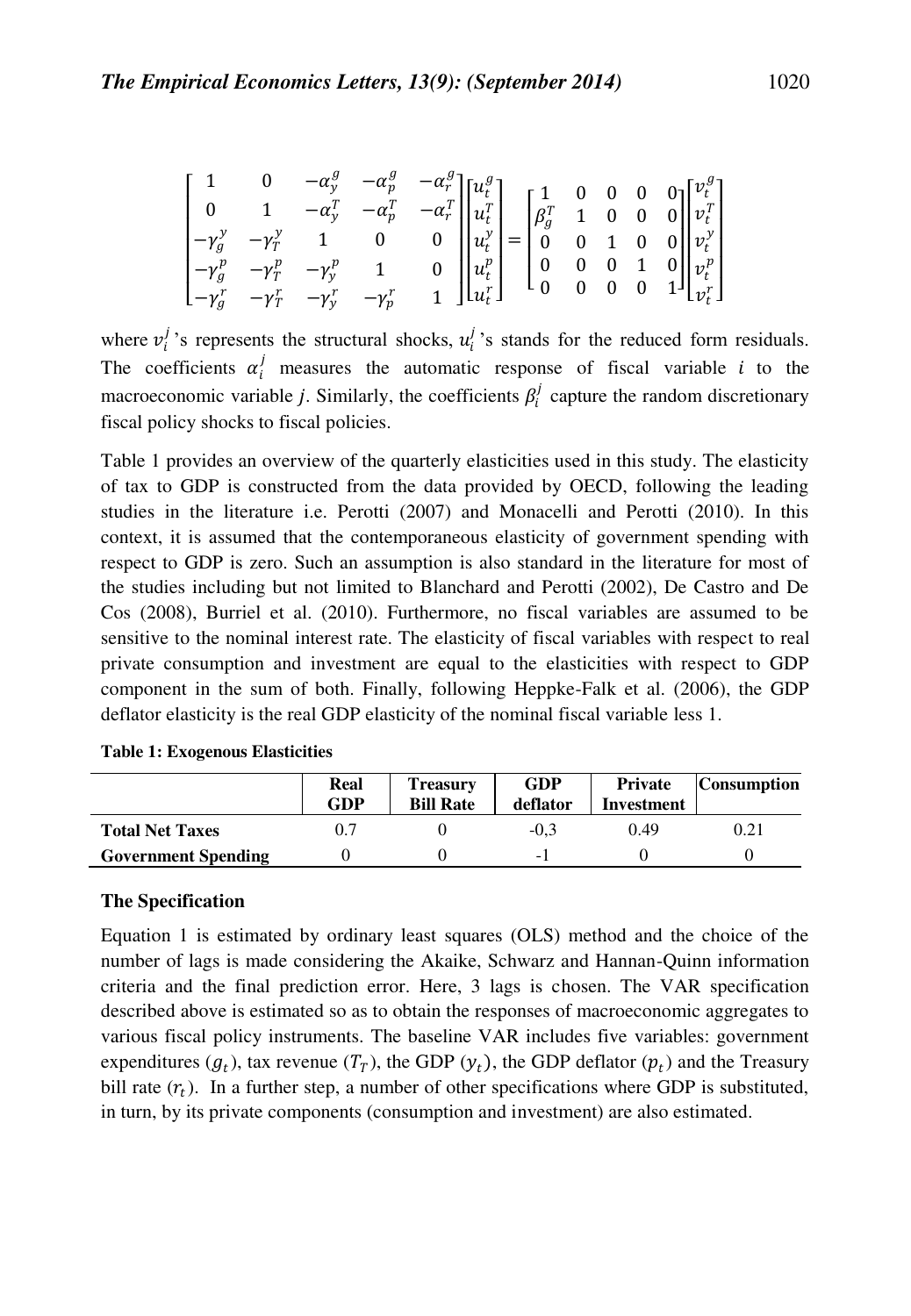$$
\begin{bmatrix} 1 & 0 & -\alpha_y^g & -\alpha_p^g & -\alpha_r^g \\ 0 & 1 & -\alpha_y^T & -\alpha_p^T & -\alpha_r^T \\ -\gamma_g^y & -\gamma_T^y & 1 & 0 & 0 \\ -\gamma_g^p & -\gamma_T^p & -\gamma_y^p & 1 & 0 \\ -\gamma_g^r & -\gamma_T^r & -\gamma_y^r & -\gamma_p^r & 1 \end{bmatrix} \begin{bmatrix} u_t^g \\ u_t^T \\ u_t^y \\ u_t^p \\ u_t^r \end{bmatrix} = \begin{bmatrix} 1 & 0 & 0 & 0 & 0 \\ \beta_g^T & 1 & 0 & 0 & 0 \\ 0 & 0 & 1 & 0 & 0 \\ 0 & 0 & 0 & 1 & 0 \\ 0 & 0 & 0 & 0 & 1 \end{bmatrix} \begin{bmatrix} v_t^g \\ v_t^T \\ v_t^y \\ v_t^p \\ v_t^r \end{bmatrix}
$$

where $v_i^j$'s represents the structural shocks, $u_i^j$'s stands for the reduced form residuals. The coefficients $\alpha_i^j$ measures the automatic response of fiscal variable $i$ to the macroeconomic variable $j$. Similarly, the coefficients $\beta_i^j$ capture the random discretionary fiscal policy shocks to fiscal policies.

Table 1 provides an overview of the quarterly elasticities used in this study. The elasticity of tax to GDP is constructed from the data provided by OECD, following the leading studies in the literature i.e. Perotti (2007) and Monacelli and Perotti (2010). In this context, it is assumed that the contemporaneous elasticity of government spending with respect to GDP is zero. Such an assumption is also standard in the literature for most of the studies including but not limited to Blanchard and Perotti (2002), De Castro and De Cos (2008), Burriel et al. (2010). Furthermore, no fiscal variables are assumed to be sensitive to the nominal interest rate. The elasticity of fiscal variables with respect to real private consumption and investment are equal to the elasticities with respect to GDP component in the sum of both. Finally, following Heppke-Falk et al. (2006), the GDP deflator elasticity is the real GDP elasticity of the nominal fiscal variable less 1.

**Table 1: Exogenous Elasticities**

| | Real GDP | Treasury Bill Rate | GDP deflator | Private Investment | Consumption |
|---|---|---|---|---|---|
| **Total Net Taxes** | 0.7 | 0 | -0,3 | 0.49 | 0.21 |
| **Government Spending** | 0 | 0 | -1 | 0 | 0 |

### The Specification

Equation 1 is estimated by ordinary least squares (OLS) method and the choice of the number of lags is made considering the Akaike, Schwarz and Hannan-Quinn information criteria and the final prediction error. Here, 3 lags is chosen. The VAR specification described above is estimated so as to obtain the responses of macroeconomic aggregates to various fiscal policy instruments. The baseline VAR includes five variables: government expenditures ($g_t$), tax revenue ($T_T$), the GDP ($y_t$), the GDP deflator ($p_t$) and the Treasury bill rate ($r_t$). In a further step, a number of other specifications where GDP is substituted, in turn, by its private components (consumption and investment) are also estimated.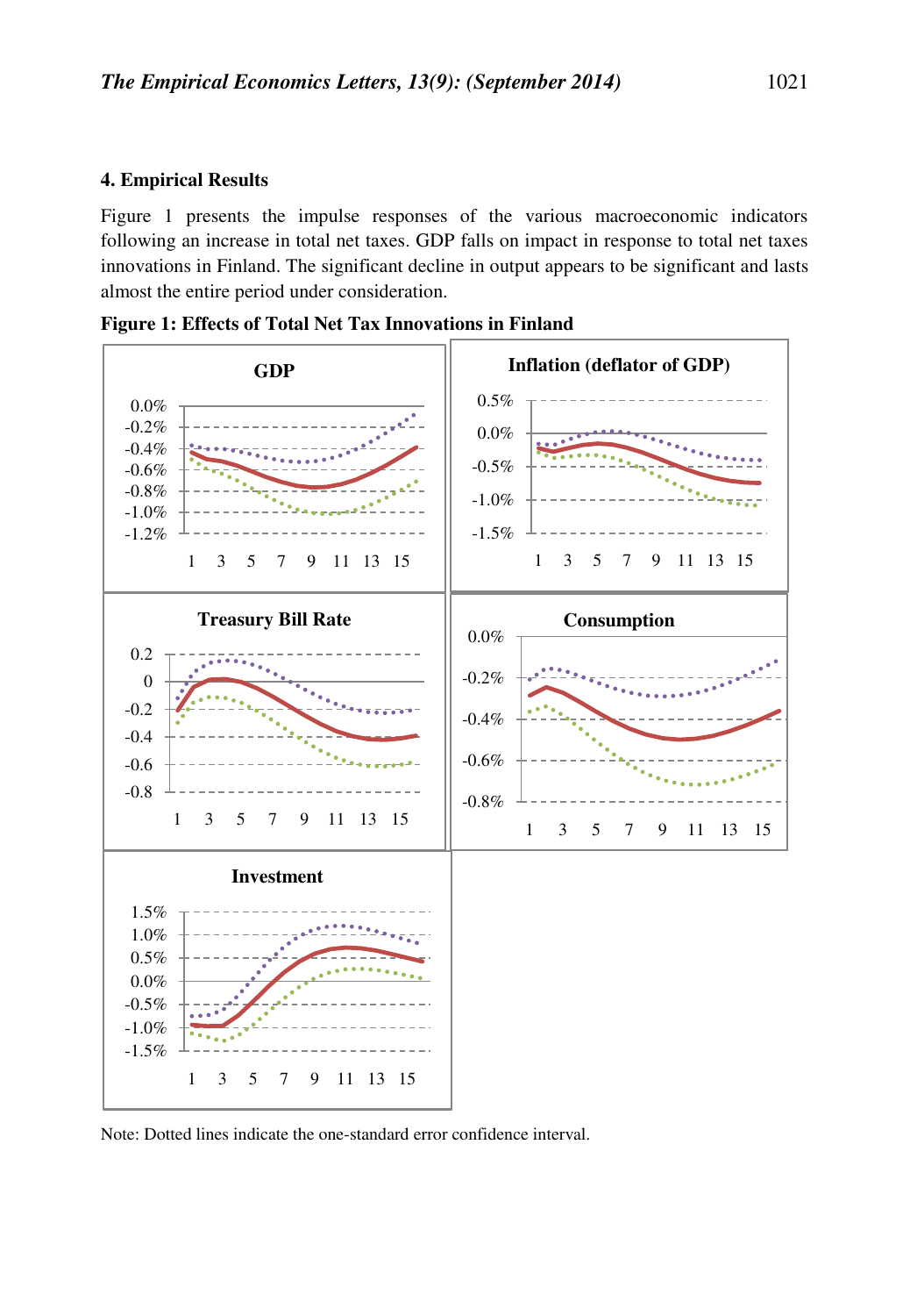## 4. Empirical Results

Figure 1 presents the impulse responses of the various macroeconomic indicators following an increase in total net taxes. GDP falls on impact in response to total net taxes innovations in Finland. The significant decline in output appears to be significant and lasts almost the entire period under consideration.

**Figure 1: Effects of Total Net Tax Innovations in Finland**

Note: Dotted lines indicate the one-standard error confidence interval.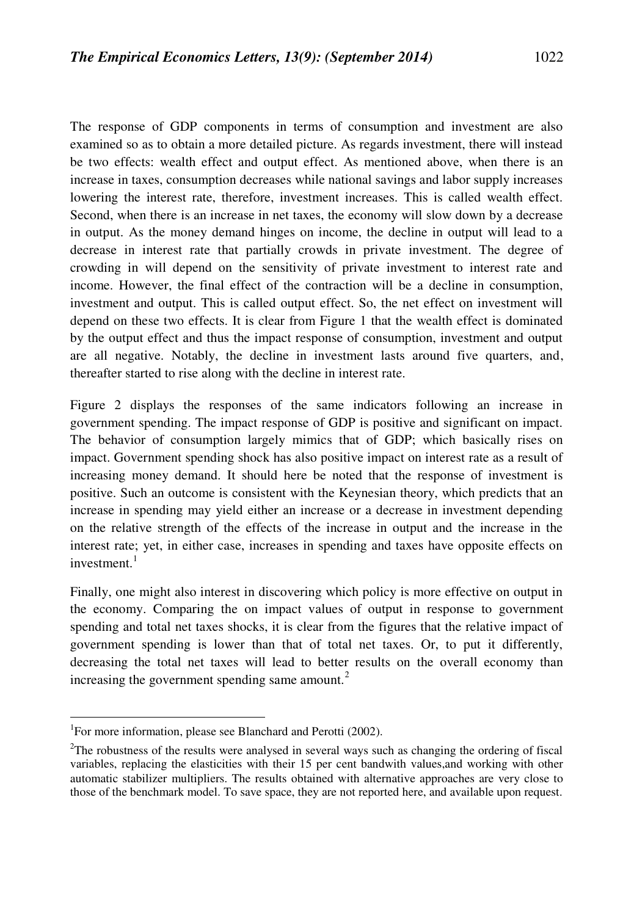The response of GDP components in terms of consumption and investment are also examined so as to obtain a more detailed picture. As regards investment, there will instead be two effects: wealth effect and output effect. As mentioned above, when there is an increase in taxes, consumption decreases while national savings and labor supply increases lowering the interest rate, therefore, investment increases. This is called wealth effect. Second, when there is an increase in net taxes, the economy will slow down by a decrease in output. As the money demand hinges on income, the decline in output will lead to a decrease in interest rate that partially crowds in private investment. The degree of crowding in will depend on the sensitivity of private investment to interest rate and income. However, the final effect of the contraction will be a decline in consumption, investment and output. This is called output effect. So, the net effect on investment will depend on these two effects. It is clear from Figure 1 that the wealth effect is dominated by the output effect and thus the impact response of consumption, investment and output are all negative. Notably, the decline in investment lasts around five quarters, and, thereafter started to rise along with the decline in interest rate.

Figure 2 displays the responses of the same indicators following an increase in government spending. The impact response of GDP is positive and significant on impact. The behavior of consumption largely mimics that of GDP; which basically rises on impact. Government spending shock has also positive impact on interest rate as a result of increasing money demand. It should here be noted that the response of investment is positive. Such an outcome is consistent with the Keynesian theory, which predicts that an increase in spending may yield either an increase or a decrease in investment depending on the relative strength of the effects of the increase in output and the increase in the interest rate; yet, in either case, increases in spending and taxes have opposite effects on investment.[1]

Finally, one might also interest in discovering which policy is more effective on output in the economy. Comparing the on impact values of output in response to government spending and total net taxes shocks, it is clear from the figures that the relative impact of government spending is lower than that of total net taxes. Or, to put it differently, decreasing the total net taxes will lead to better results on the overall economy than increasing the government spending same amount.[2]

---

[1] For more information, please see Blanchard and Perotti (2002).

[2] The robustness of the results were analysed in several ways such as changing the ordering of fiscal variables, replacing the elasticities with their 15 per cent bandwith values,and working with other automatic stabilizer multipliers. The results obtained with alternative approaches are very close to those of the benchmark model. To save space, they are not reported here, and available upon request.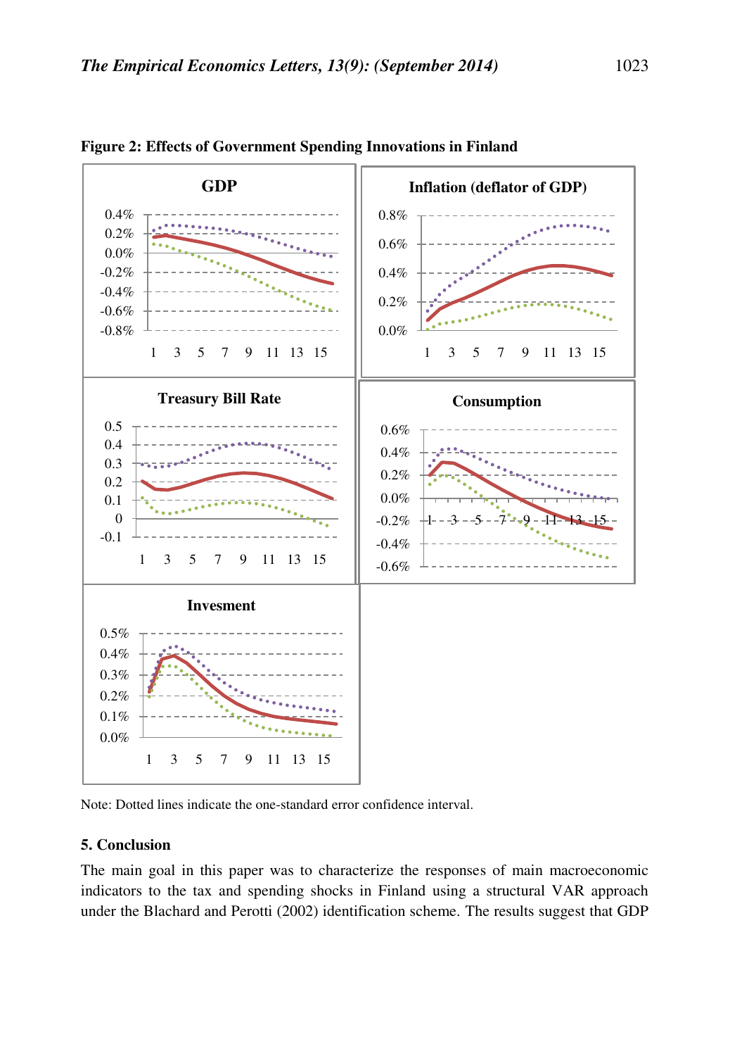**Figure 2: Effects of Government Spending Innovations in Finland**

Note: Dotted lines indicate the one-standard error confidence interval.

## 5. Conclusion

The main goal in this paper was to characterize the responses of main macroeconomic indicators to the tax and spending shocks in Finland using a structural VAR approach under the Blachard and Perotti (2002) identification scheme. The results suggest that GDP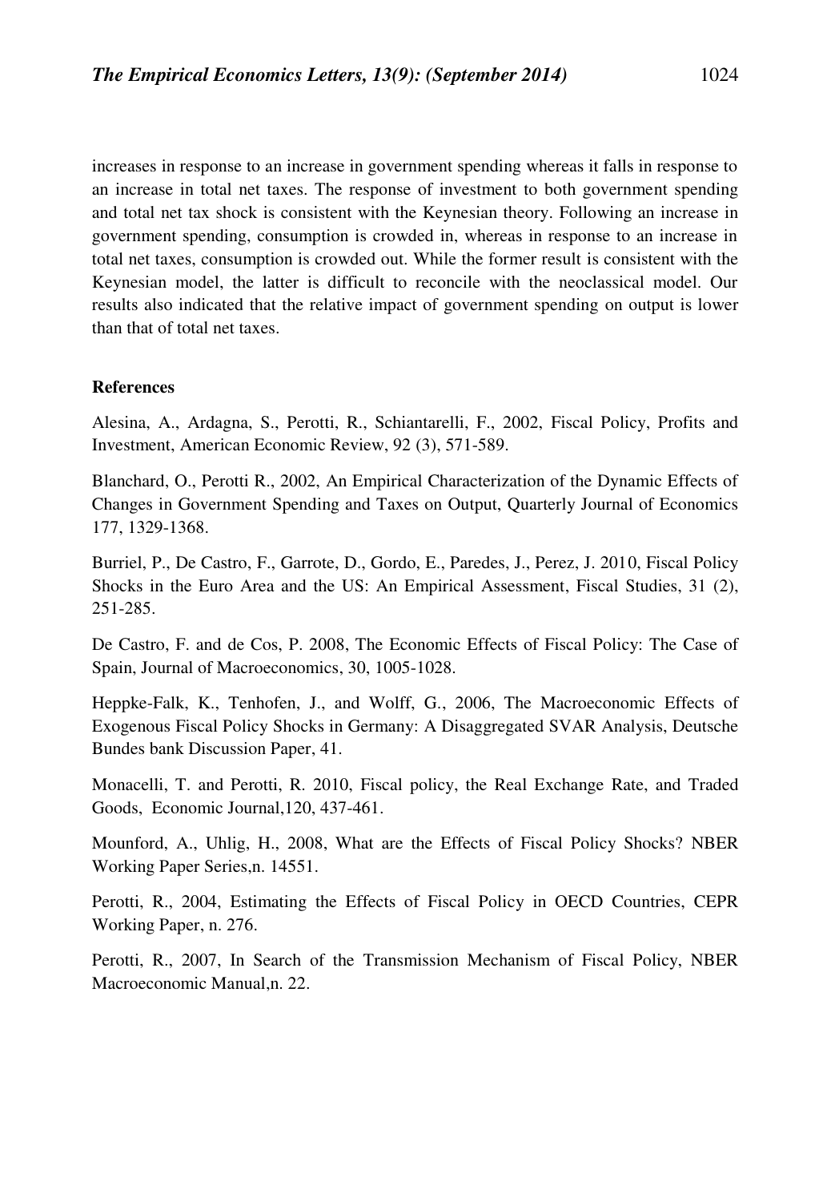increases in response to an increase in government spending whereas it falls in response to an increase in total net taxes. The response of investment to both government spending and total net tax shock is consistent with the Keynesian theory. Following an increase in government spending, consumption is crowded in, whereas in response to an increase in total net taxes, consumption is crowded out. While the former result is consistent with the Keynesian model, the latter is difficult to reconcile with the neoclassical model. Our results also indicated that the relative impact of government spending on output is lower than that of total net taxes.

**References**

Alesina, A., Ardagna, S., Perotti, R., Schiantarelli, F., 2002, Fiscal Policy, Profits and Investment, American Economic Review, 92 (3), 571-589.

Blanchard, O., Perotti R., 2002, An Empirical Characterization of the Dynamic Effects of Changes in Government Spending and Taxes on Output, Quarterly Journal of Economics 177, 1329-1368.

Burriel, P., De Castro, F., Garrote, D., Gordo, E., Paredes, J., Perez, J. 2010, Fiscal Policy Shocks in the Euro Area and the US: An Empirical Assessment, Fiscal Studies, 31 (2), 251-285.

De Castro, F. and de Cos, P. 2008, The Economic Effects of Fiscal Policy: The Case of Spain, Journal of Macroeconomics, 30, 1005-1028.

Heppke-Falk, K., Tenhofen, J., and Wolff, G., 2006, The Macroeconomic Effects of Exogenous Fiscal Policy Shocks in Germany: A Disaggregated SVAR Analysis, Deutsche Bundes bank Discussion Paper, 41.

Monacelli, T. and Perotti, R. 2010, Fiscal policy, the Real Exchange Rate, and Traded Goods, Economic Journal,120, 437-461.

Mounford, A., Uhlig, H., 2008, What are the Effects of Fiscal Policy Shocks? NBER Working Paper Series,n. 14551.

Perotti, R., 2004, Estimating the Effects of Fiscal Policy in OECD Countries, CEPR Working Paper, n. 276.

Perotti, R., 2007, In Search of the Transmission Mechanism of Fiscal Policy, NBER Macroeconomic Manual,n. 22.